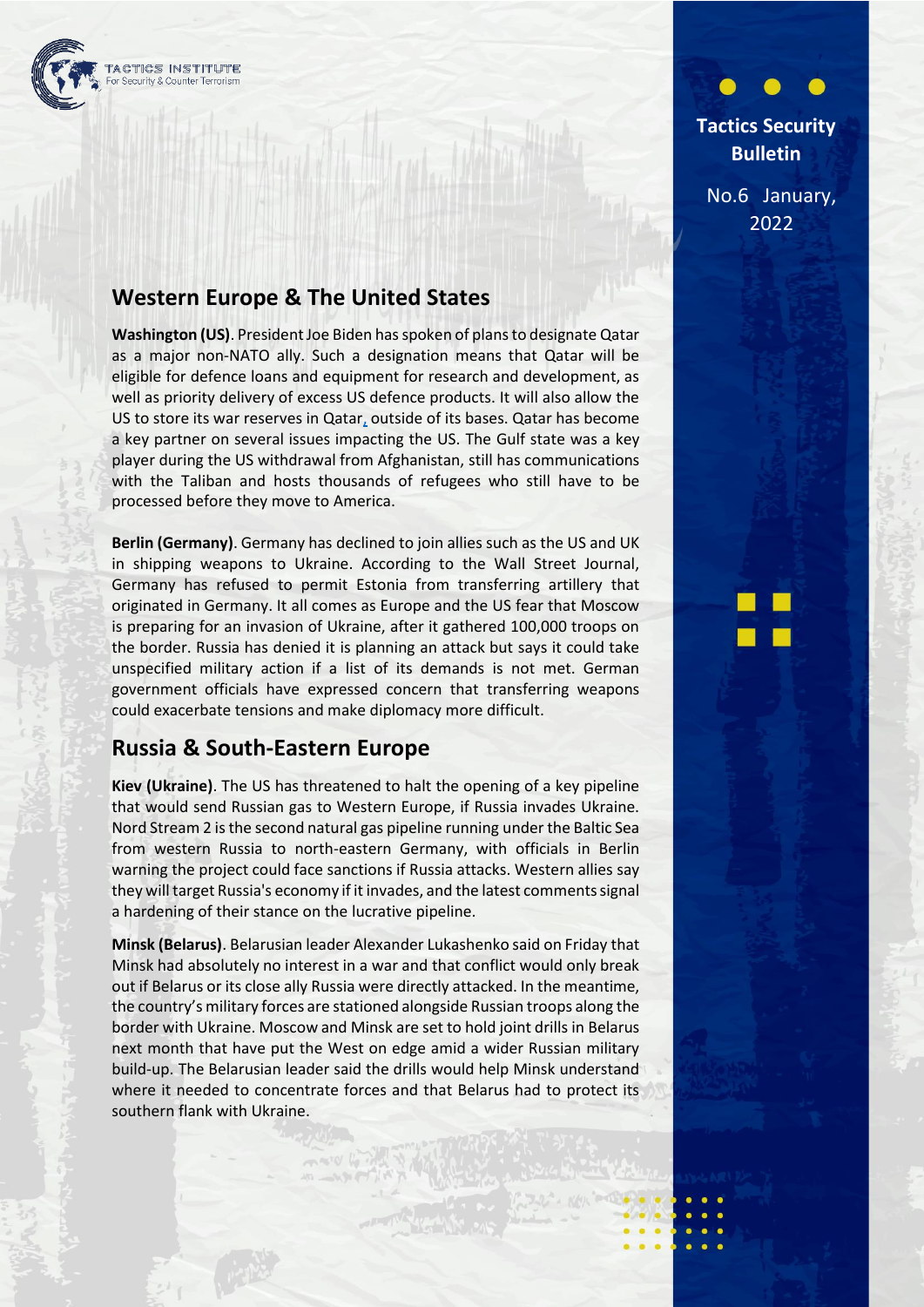Tactics Institute For Security & Counter Terrorism

**Tactics Security Bulletin**

No.6 January, 2022

## Western Europe & The United States

**Washington (US)**. President Joe Biden has spoken of plans to designate Qatar as a major non-NATO ally. Such a designation means that Qatar will be eligible for defence loans and equipment for research and development, as well as priority delivery of excess US defence products. It will also allow the US to store its war reserves in Qatar, outside of its bases. Qatar has become a key partner on several issues impacting the US. The Gulf state was a key player during the US withdrawal from Afghanistan, still has communications with the Taliban and hosts thousands of refugees who still have to be processed before they move to America.

**Berlin (Germany)**. Germany has declined to join allies such as the US and UK in shipping weapons to Ukraine. According to the Wall Street Journal, Germany has refused to permit Estonia from transferring artillery that originated in Germany. It all comes as Europe and the US fear that Moscow is preparing for an invasion of Ukraine, after it gathered 100,000 troops on the border. Russia has denied it is planning an attack but says it could take unspecified military action if a list of its demands is not met. German government officials have expressed concern that transferring weapons could exacerbate tensions and make diplomacy more difficult.

## Russia & South-Eastern Europe

**Kiev (Ukraine)**. The US has threatened to halt the opening of a key pipeline that would send Russian gas to Western Europe, if Russia invades Ukraine. Nord Stream 2 is the second natural gas pipeline running under the Baltic Sea from western Russia to north-eastern Germany, with officials in Berlin warning the project could face sanctions if Russia attacks. Western allies say they will target Russia's economy if it invades, and the latest comments signal a hardening of their stance on the lucrative pipeline.

**Minsk (Belarus)**. Belarusian leader Alexander Lukashenko said on Friday that Minsk had absolutely no interest in a war and that conflict would only break out if Belarus or its close ally Russia were directly attacked. In the meantime, the country's military forces are stationed alongside Russian troops along the border with Ukraine. Moscow and Minsk are set to hold joint drills in Belarus next month that have put the West on edge amid a wider Russian military build-up. The Belarusian leader said the drills would help Minsk understand where it needed to concentrate forces and that Belarus had to protect its southern flank with Ukraine.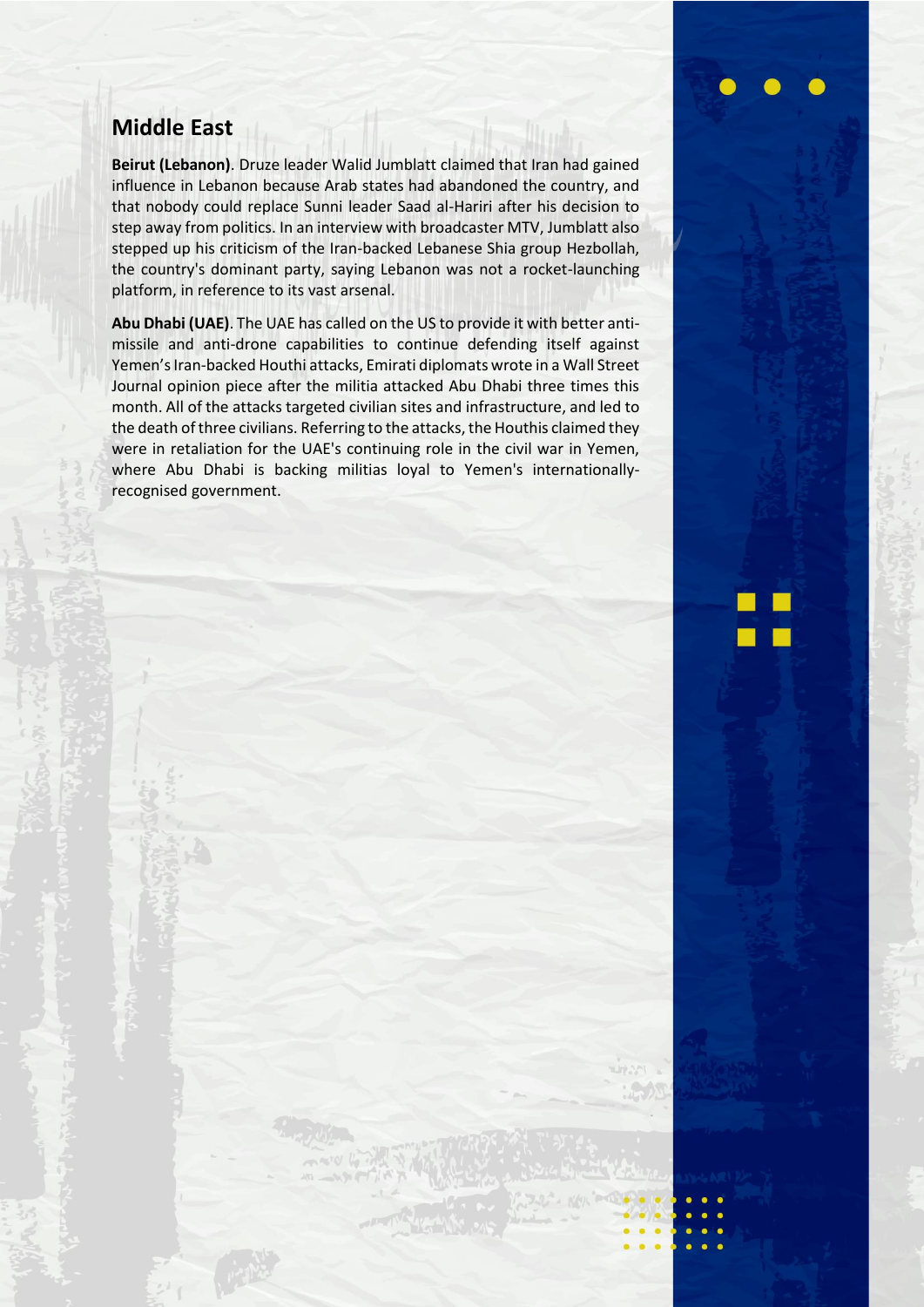## Middle East

**Beirut (Lebanon)**. Druze leader Walid Jumblatt claimed that Iran had gained influence in Lebanon because Arab states had abandoned the country, and that nobody could replace Sunni leader Saad al-Hariri after his decision to step away from politics. In an interview with broadcaster MTV, Jumblatt also stepped up his criticism of the Iran-backed Lebanese Shia group Hezbollah, the country's dominant party, saying Lebanon was not a rocket-launching platform, in reference to its vast arsenal.

**Abu Dhabi (UAE)**. The UAE has called on the US to provide it with better anti-missile and anti-drone capabilities to continue defending itself against Yemen's Iran-backed Houthi attacks, Emirati diplomats wrote in a Wall Street Journal opinion piece after the militia attacked Abu Dhabi three times this month. All of the attacks targeted civilian sites and infrastructure, and led to the death of three civilians. Referring to the attacks, the Houthis claimed they were in retaliation for the UAE's continuing role in the civil war in Yemen, where Abu Dhabi is backing militias loyal to Yemen's internationally-recognised government.